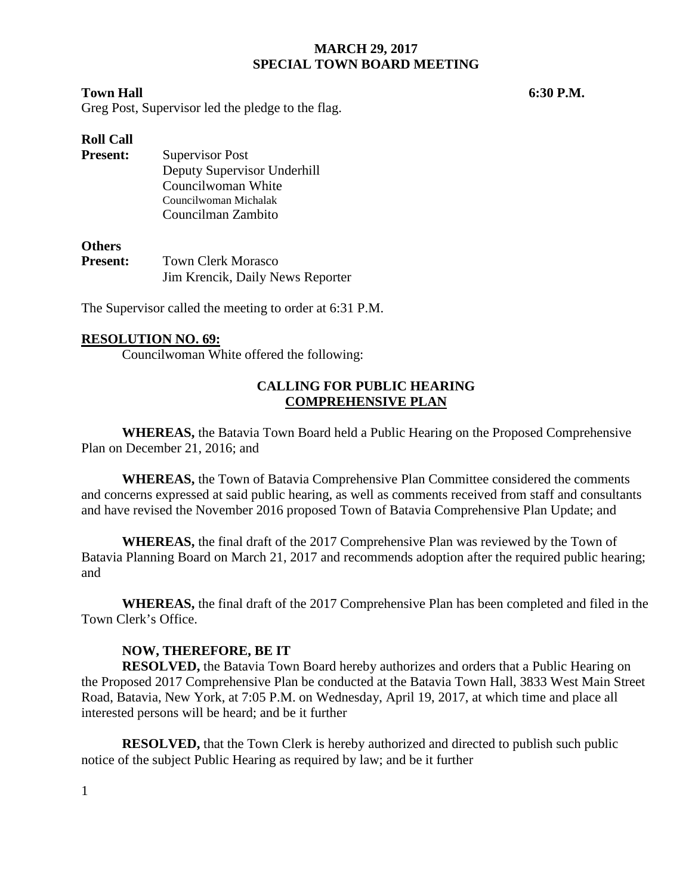# MARCH 29, 2017
# SPECIAL TOWN BOARD MEETING

**Town Hall** **6:30 P.M.**

Greg Post, Supervisor led the pledge to the flag.

**Roll Call**

**Present:** Supervisor Post
Deputy Supervisor Underhill
Councilwoman White
Councilwoman Michalak
Councilman Zambito

**Others**

**Present:** Town Clerk Morasco
Jim Krencik, Daily News Reporter

The Supervisor called the meeting to order at 6:31 P.M.

**RESOLUTION NO. 69:**

Councilwoman White offered the following:

**CALLING FOR PUBLIC HEARING**
**COMPREHENSIVE PLAN**

**WHEREAS,** the Batavia Town Board held a Public Hearing on the Proposed Comprehensive Plan on December 21, 2016; and

**WHEREAS,** the Town of Batavia Comprehensive Plan Committee considered the comments and concerns expressed at said public hearing, as well as comments received from staff and consultants and have revised the November 2016 proposed Town of Batavia Comprehensive Plan Update; and

**WHEREAS,** the final draft of the 2017 Comprehensive Plan was reviewed by the Town of Batavia Planning Board on March 21, 2017 and recommends adoption after the required public hearing; and

**WHEREAS,** the final draft of the 2017 Comprehensive Plan has been completed and filed in the Town Clerk's Office.

**NOW, THEREFORE, BE IT**

**RESOLVED,** the Batavia Town Board hereby authorizes and orders that a Public Hearing on the Proposed 2017 Comprehensive Plan be conducted at the Batavia Town Hall, 3833 West Main Street Road, Batavia, New York, at 7:05 P.M. on Wednesday, April 19, 2017, at which time and place all interested persons will be heard; and be it further

**RESOLVED,** that the Town Clerk is hereby authorized and directed to publish such public notice of the subject Public Hearing as required by law; and be it further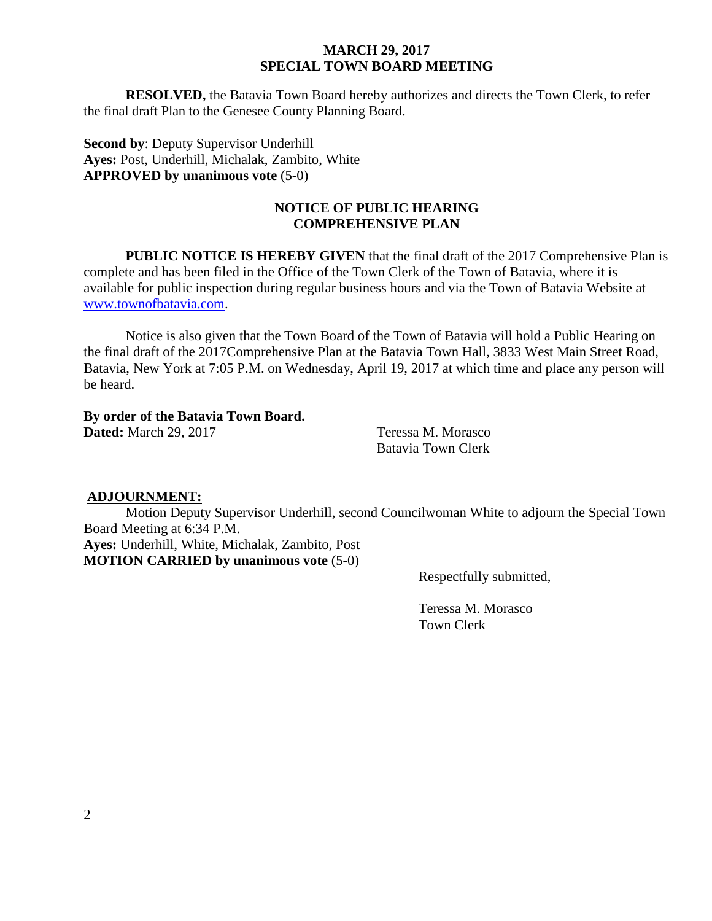**MARCH 29, 2017**
**SPECIAL TOWN BOARD MEETING**

**RESOLVED,** the Batavia Town Board hereby authorizes and directs the Town Clerk, to refer the final draft Plan to the Genesee County Planning Board.

**Second by**: Deputy Supervisor Underhill
**Ayes:** Post, Underhill, Michalak, Zambito, White
**APPROVED by unanimous vote** (5-0)

## NOTICE OF PUBLIC HEARING
## COMPREHENSIVE PLAN

**PUBLIC NOTICE IS HEREBY GIVEN** that the final draft of the 2017 Comprehensive Plan is complete and has been filed in the Office of the Town Clerk of the Town of Batavia, where it is available for public inspection during regular business hours and via the Town of Batavia Website at [www.townofbatavia.com](http://www.townofbatavia.com).

Notice is also given that the Town Board of the Town of Batavia will hold a Public Hearing on the final draft of the 2017Comprehensive Plan at the Batavia Town Hall, 3833 West Main Street Road, Batavia, New York at 7:05 P.M. on Wednesday, April 19, 2017 at which time and place any person will be heard.

**By order of the Batavia Town Board.**
**Dated:** March 29, 2017

Teressa M. Morasco
Batavia Town Clerk

**ADJOURNMENT:**

Motion Deputy Supervisor Underhill, second Councilwoman White to adjourn the Special Town Board Meeting at 6:34 P.M.
**Ayes:** Underhill, White, Michalak, Zambito, Post
**MOTION CARRIED by unanimous vote** (5-0)

Respectfully submitted,

Teressa M. Morasco
Town Clerk